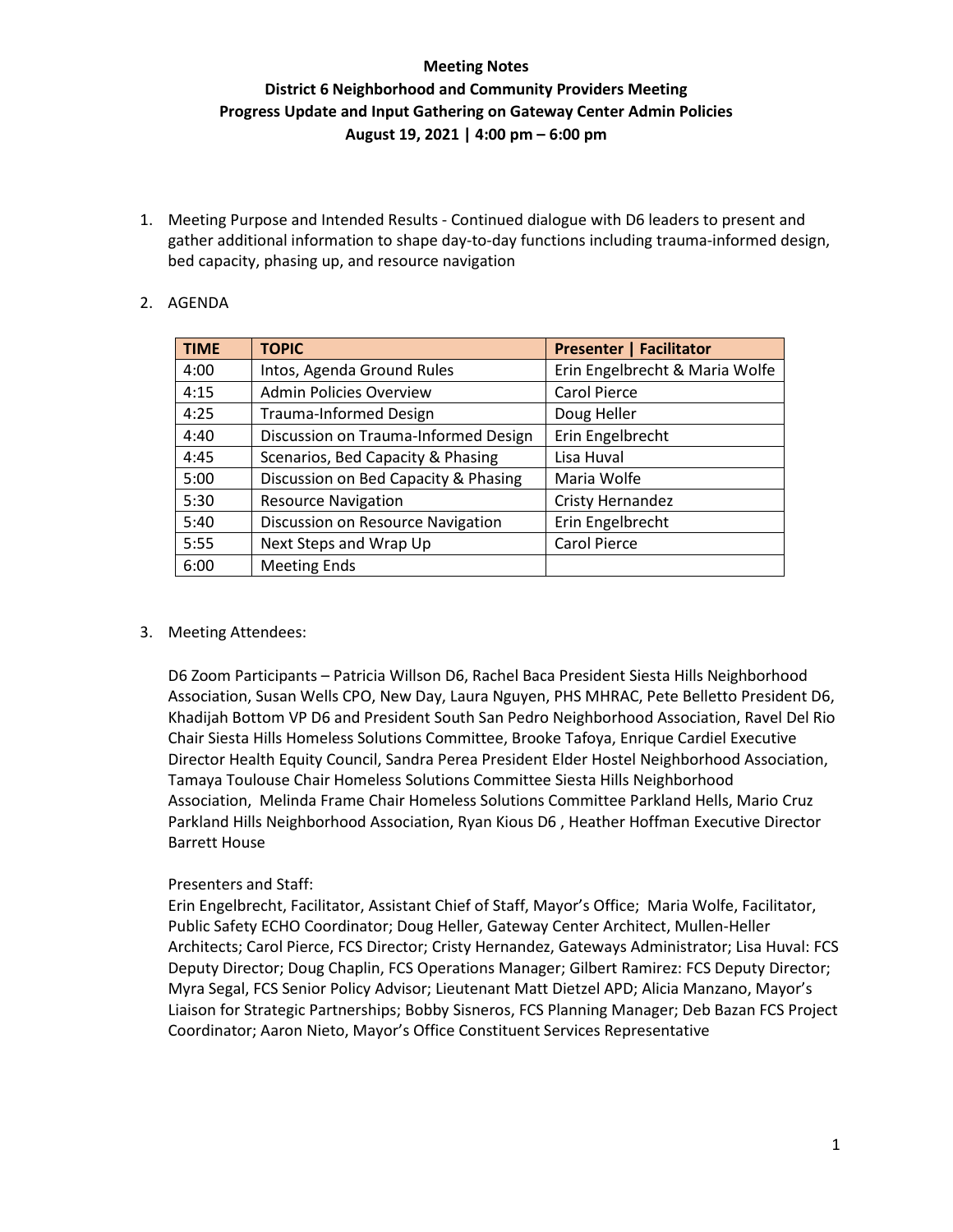# Meeting Notes

## District 6 Neighborhood and Community Providers Meeting

## Progress Update and Input Gathering on Gateway Center Admin Policies

## August 19, 2021 | 4:00 pm – 6:00 pm

1. Meeting Purpose and Intended Results - Continued dialogue with D6 leaders to present and gather additional information to shape day-to-day functions including trauma-informed design, bed capacity, phasing up, and resource navigation

2. AGENDA

| TIME | TOPIC | Presenter \| Facilitator |
|---|---|---|
| 4:00 | Intos, Agenda Ground Rules | Erin Engelbrecht & Maria Wolfe |
| 4:15 | Admin Policies Overview | Carol Pierce |
| 4:25 | Trauma-Informed Design | Doug Heller |
| 4:40 | Discussion on Trauma-Informed Design | Erin Engelbrecht |
| 4:45 | Scenarios, Bed Capacity & Phasing | Lisa Huval |
| 5:00 | Discussion on Bed Capacity & Phasing | Maria Wolfe |
| 5:30 | Resource Navigation | Cristy Hernandez |
| 5:40 | Discussion on Resource Navigation | Erin Engelbrecht |
| 5:55 | Next Steps and Wrap Up | Carol Pierce |
| 6:00 | Meeting Ends | |

3. Meeting Attendees:

   D6 Zoom Participants – Patricia Willson D6, Rachel Baca President Siesta Hills Neighborhood Association, Susan Wells CPO, New Day, Laura Nguyen, PHS MHRAC, Pete Belletto President D6, Khadijah Bottom VP D6 and President South San Pedro Neighborhood Association, Ravel Del Rio Chair Siesta Hills Homeless Solutions Committee, Brooke Tafoya, Enrique Cardiel Executive Director Health Equity Council, Sandra Perea President Elder Hostel Neighborhood Association, Tamaya Toulouse Chair Homeless Solutions Committee Siesta Hills Neighborhood Association, Melinda Frame Chair Homeless Solutions Committee Parkland Hells, Mario Cruz Parkland Hills Neighborhood Association, Ryan Kious D6 , Heather Hoffman Executive Director Barrett House

   Presenters and Staff:
   Erin Engelbrecht, Facilitator, Assistant Chief of Staff, Mayor's Office; Maria Wolfe, Facilitator, Public Safety ECHO Coordinator; Doug Heller, Gateway Center Architect, Mullen-Heller Architects; Carol Pierce, FCS Director; Cristy Hernandez, Gateways Administrator; Lisa Huval: FCS Deputy Director; Doug Chaplin, FCS Operations Manager; Gilbert Ramirez: FCS Deputy Director; Myra Segal, FCS Senior Policy Advisor; Lieutenant Matt Dietzel APD; Alicia Manzano, Mayor's Liaison for Strategic Partnerships; Bobby Sisneros, FCS Planning Manager; Deb Bazan FCS Project Coordinator; Aaron Nieto, Mayor's Office Constituent Services Representative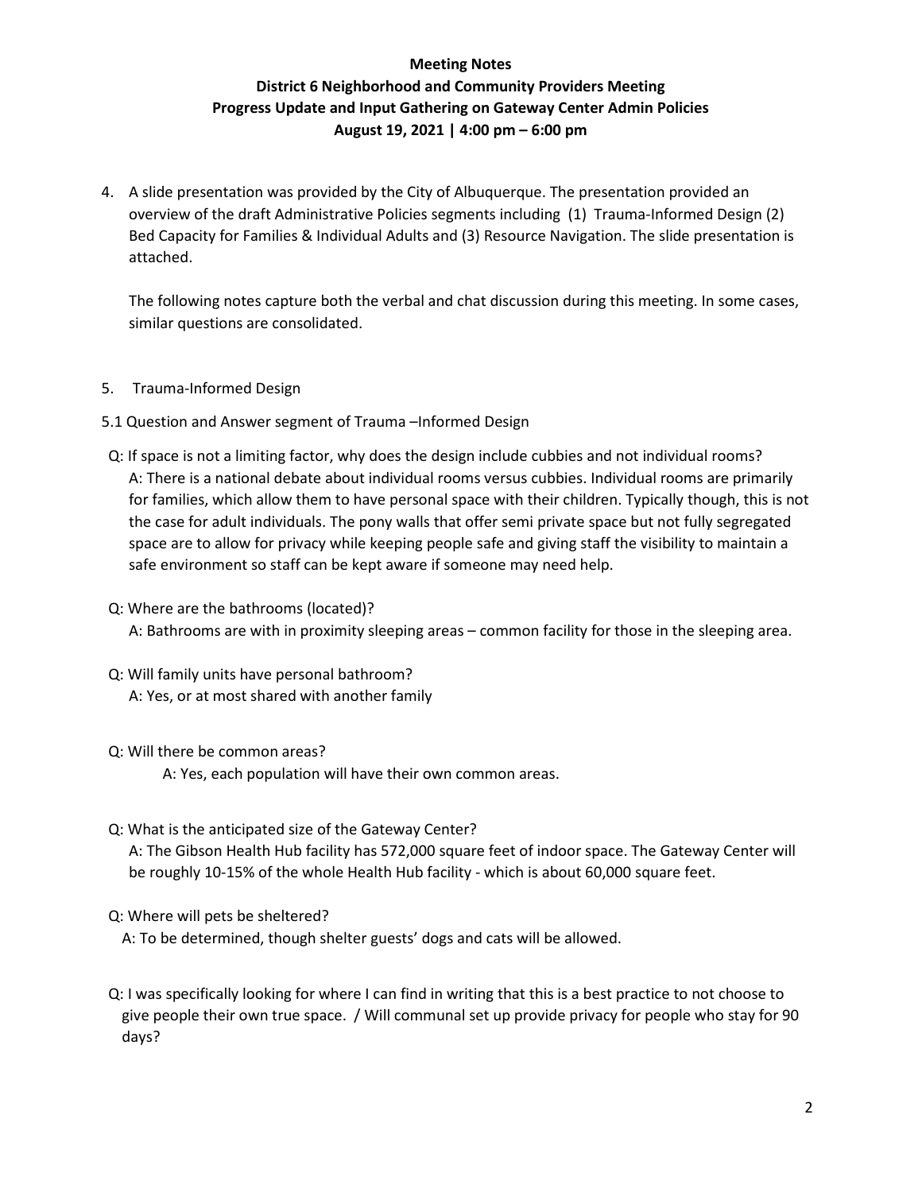**Meeting Notes**

**District 6 Neighborhood and Community Providers Meeting**

**Progress Update and Input Gathering on Gateway Center Admin Policies**

**August 19, 2021 | 4:00 pm – 6:00 pm**

4. A slide presentation was provided by the City of Albuquerque. The presentation provided an overview of the draft Administrative Policies segments including (1) Trauma-Informed Design (2) Bed Capacity for Families & Individual Adults and (3) Resource Navigation. The slide presentation is attached.

   The following notes capture both the verbal and chat discussion during this meeting. In some cases, similar questions are consolidated.

5. Trauma-Informed Design

5.1 Question and Answer segment of Trauma –Informed Design

Q: If space is not a limiting factor, why does the design include cubbies and not individual rooms?
A: There is a national debate about individual rooms versus cubbies. Individual rooms are primarily for families, which allow them to have personal space with their children. Typically though, this is not the case for adult individuals. The pony walls that offer semi private space but not fully segregated space are to allow for privacy while keeping people safe and giving staff the visibility to maintain a safe environment so staff can be kept aware if someone may need help.

Q: Where are the bathrooms (located)?
A: Bathrooms are with in proximity sleeping areas – common facility for those in the sleeping area.

Q: Will family units have personal bathroom?
A: Yes, or at most shared with another family

Q: Will there be common areas?
A: Yes, each population will have their own common areas.

Q: What is the anticipated size of the Gateway Center?
A: The Gibson Health Hub facility has 572,000 square feet of indoor space. The Gateway Center will be roughly 10-15% of the whole Health Hub facility - which is about 60,000 square feet.

Q: Where will pets be sheltered?
A: To be determined, though shelter guests' dogs and cats will be allowed.

Q: I was specifically looking for where I can find in writing that this is a best practice to not choose to give people their own true space. / Will communal set up provide privacy for people who stay for 90 days?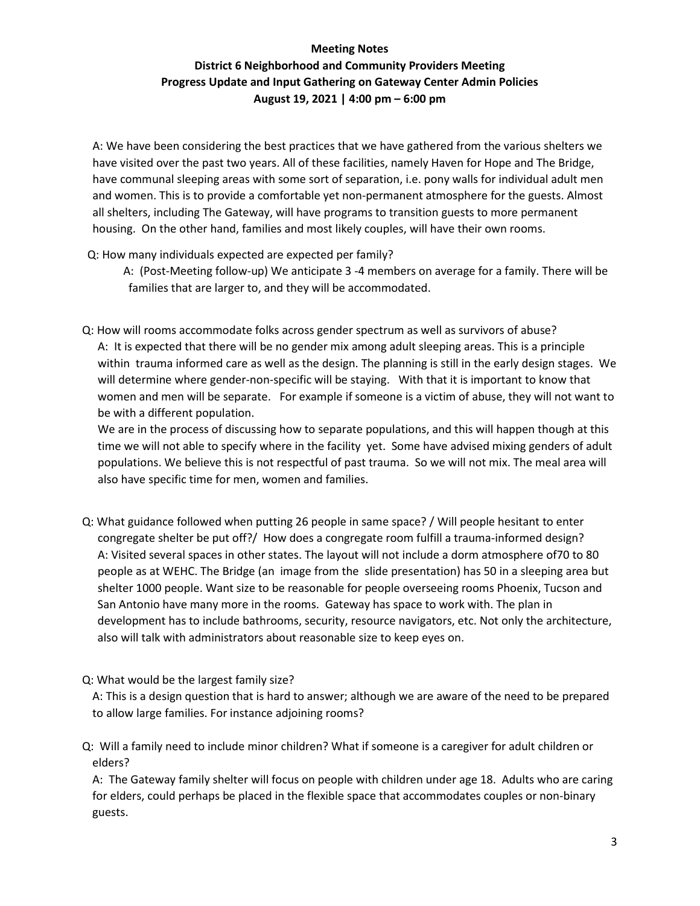**Meeting Notes**
**District 6 Neighborhood and Community Providers Meeting**
**Progress Update and Input Gathering on Gateway Center Admin Policies**
**August 19, 2021 | 4:00 pm – 6:00 pm**

A: We have been considering the best practices that we have gathered from the various shelters we have visited over the past two years. All of these facilities, namely Haven for Hope and The Bridge, have communal sleeping areas with some sort of separation, i.e. pony walls for individual adult men and women. This is to provide a comfortable yet non-permanent atmosphere for the guests. Almost all shelters, including The Gateway, will have programs to transition guests to more permanent housing. On the other hand, families and most likely couples, will have their own rooms.

Q: How many individuals expected are expected per family?

A: (Post-Meeting follow-up) We anticipate 3 -4 members on average for a family. There will be families that are larger to, and they will be accommodated.

Q: How will rooms accommodate folks across gender spectrum as well as survivors of abuse?

A: It is expected that there will be no gender mix among adult sleeping areas. This is a principle within trauma informed care as well as the design. The planning is still in the early design stages. We will determine where gender-non-specific will be staying. With that it is important to know that women and men will be separate. For example if someone is a victim of abuse, they will not want to be with a different population.

We are in the process of discussing how to separate populations, and this will happen though at this time we will not able to specify where in the facility yet. Some have advised mixing genders of adult populations. We believe this is not respectful of past trauma. So we will not mix. The meal area will also have specific time for men, women and families.

Q: What guidance followed when putting 26 people in same space? / Will people hesitant to enter congregate shelter be put off?/ How does a congregate room fulfill a trauma-informed design?

A: Visited several spaces in other states. The layout will not include a dorm atmosphere of70 to 80 people as at WEHC. The Bridge (an image from the slide presentation) has 50 in a sleeping area but shelter 1000 people. Want size to be reasonable for people overseeing rooms Phoenix, Tucson and San Antonio have many more in the rooms. Gateway has space to work with. The plan in development has to include bathrooms, security, resource navigators, etc. Not only the architecture, also will talk with administrators about reasonable size to keep eyes on.

Q: What would be the largest family size?

A: This is a design question that is hard to answer; although we are aware of the need to be prepared to allow large families. For instance adjoining rooms?

Q: Will a family need to include minor children? What if someone is a caregiver for adult children or elders?

A: The Gateway family shelter will focus on people with children under age 18. Adults who are caring for elders, could perhaps be placed in the flexible space that accommodates couples or non-binary guests.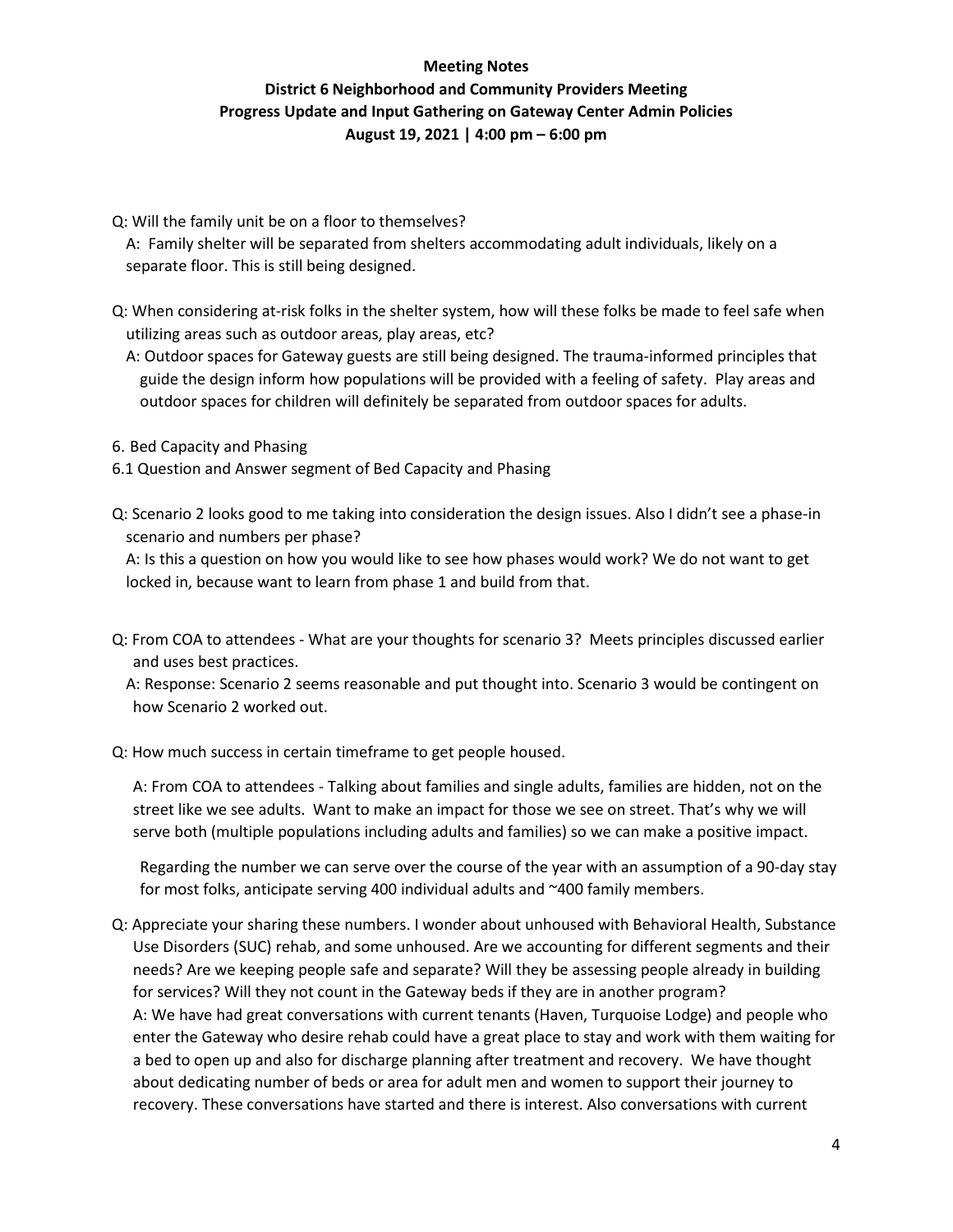Q: Will the family unit be on a floor to themselves?

A: Family shelter will be separated from shelters accommodating adult individuals, likely on a separate floor. This is still being designed.

Q: When considering at-risk folks in the shelter system, how will these folks be made to feel safe when utilizing areas such as outdoor areas, play areas, etc?

A: Outdoor spaces for Gateway guests are still being designed. The trauma-informed principles that guide the design inform how populations will be provided with a feeling of safety. Play areas and outdoor spaces for children will definitely be separated from outdoor spaces for adults.

6. Bed Capacity and Phasing

6.1 Question and Answer segment of Bed Capacity and Phasing

Q: Scenario 2 looks good to me taking into consideration the design issues. Also I didn't see a phase-in scenario and numbers per phase?

A: Is this a question on how you would like to see how phases would work? We do not want to get locked in, because want to learn from phase 1 and build from that.

Q: From COA to attendees - What are your thoughts for scenario 3? Meets principles discussed earlier and uses best practices.

A: Response: Scenario 2 seems reasonable and put thought into. Scenario 3 would be contingent on how Scenario 2 worked out.

Q: How much success in certain timeframe to get people housed.

A: From COA to attendees - Talking about families and single adults, families are hidden, not on the street like we see adults. Want to make an impact for those we see on street. That's why we will serve both (multiple populations including adults and families) so we can make a positive impact.

Regarding the number we can serve over the course of the year with an assumption of a 90-day stay for most folks, anticipate serving 400 individual adults and ~400 family members.

Q: Appreciate your sharing these numbers. I wonder about unhoused with Behavioral Health, Substance Use Disorders (SUC) rehab, and some unhoused. Are we accounting for different segments and their needs? Are we keeping people safe and separate? Will they be assessing people already in building for services? Will they not count in the Gateway beds if they are in another program?

A: We have had great conversations with current tenants (Haven, Turquoise Lodge) and people who enter the Gateway who desire rehab could have a great place to stay and work with them waiting for a bed to open up and also for discharge planning after treatment and recovery. We have thought about dedicating number of beds or area for adult men and women to support their journey to recovery. These conversations have started and there is interest. Also conversations with current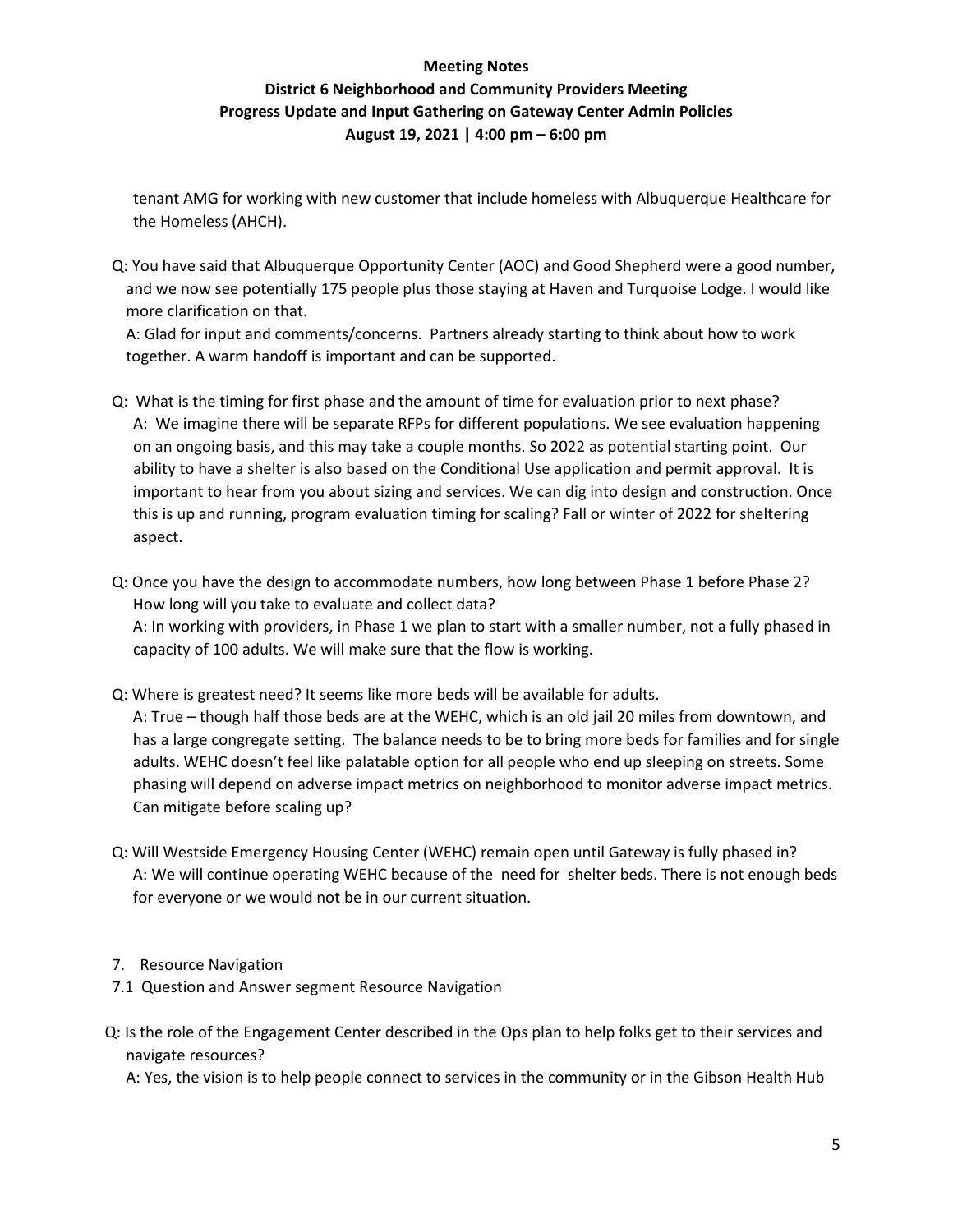tenant AMG for working with new customer that include homeless with Albuquerque Healthcare for the Homeless (AHCH).

Q: You have said that Albuquerque Opportunity Center (AOC) and Good Shepherd were a good number, and we now see potentially 175 people plus those staying at Haven and Turquoise Lodge. I would like more clarification on that.
A: Glad for input and comments/concerns. Partners already starting to think about how to work together. A warm handoff is important and can be supported.

Q: What is the timing for first phase and the amount of time for evaluation prior to next phase?
A: We imagine there will be separate RFPs for different populations. We see evaluation happening on an ongoing basis, and this may take a couple months. So 2022 as potential starting point. Our ability to have a shelter is also based on the Conditional Use application and permit approval. It is important to hear from you about sizing and services. We can dig into design and construction. Once this is up and running, program evaluation timing for scaling? Fall or winter of 2022 for sheltering aspect.

Q: Once you have the design to accommodate numbers, how long between Phase 1 before Phase 2? How long will you take to evaluate and collect data?
A: In working with providers, in Phase 1 we plan to start with a smaller number, not a fully phased in capacity of 100 adults. We will make sure that the flow is working.

Q: Where is greatest need? It seems like more beds will be available for adults.
A: True – though half those beds are at the WEHC, which is an old jail 20 miles from downtown, and has a large congregate setting. The balance needs to be to bring more beds for families and for single adults. WEHC doesn't feel like palatable option for all people who end up sleeping on streets. Some phasing will depend on adverse impact metrics on neighborhood to monitor adverse impact metrics. Can mitigate before scaling up?

Q: Will Westside Emergency Housing Center (WEHC) remain open until Gateway is fully phased in?
A: We will continue operating WEHC because of the need for shelter beds. There is not enough beds for everyone or we would not be in our current situation.

7. Resource Navigation

7.1 Question and Answer segment Resource Navigation

Q: Is the role of the Engagement Center described in the Ops plan to help folks get to their services and navigate resources?
A: Yes, the vision is to help people connect to services in the community or in the Gibson Health Hub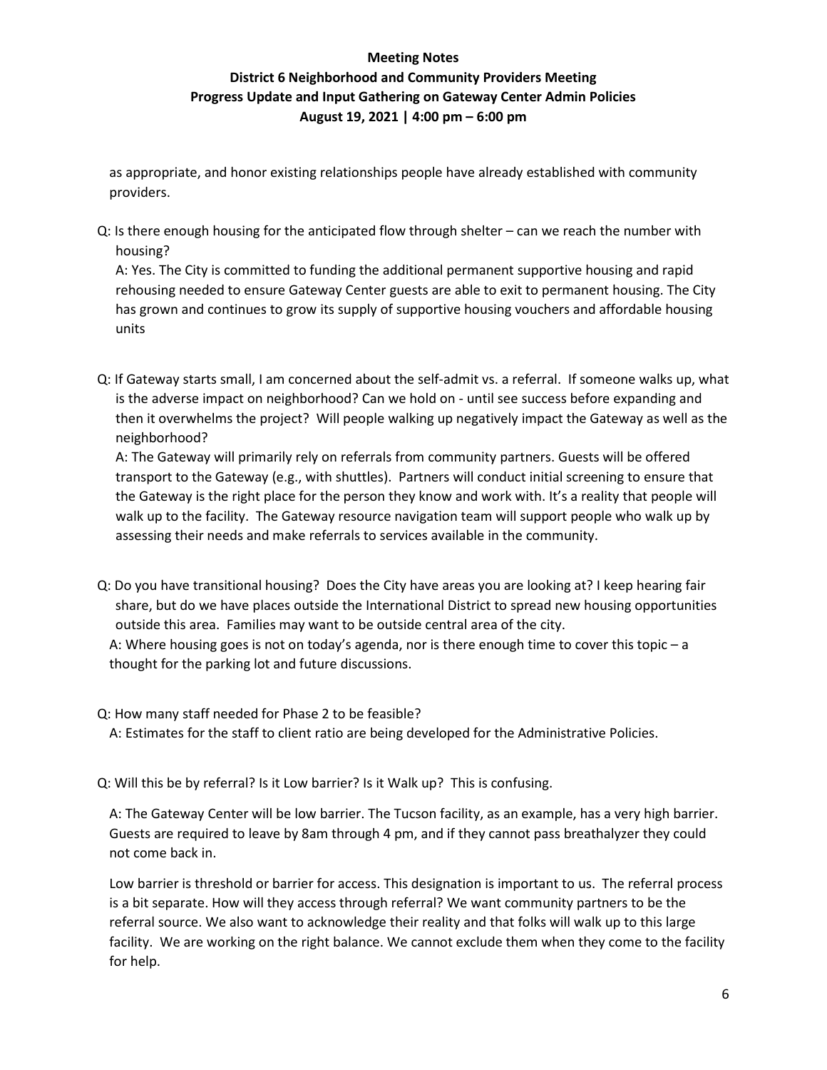as appropriate, and honor existing relationships people have already established with community providers.

Q: Is there enough housing for the anticipated flow through shelter – can we reach the number with housing?

A: Yes. The City is committed to funding the additional permanent supportive housing and rapid rehousing needed to ensure Gateway Center guests are able to exit to permanent housing. The City has grown and continues to grow its supply of supportive housing vouchers and affordable housing units

Q: If Gateway starts small, I am concerned about the self-admit vs. a referral. If someone walks up, what is the adverse impact on neighborhood? Can we hold on - until see success before expanding and then it overwhelms the project? Will people walking up negatively impact the Gateway as well as the neighborhood?

A: The Gateway will primarily rely on referrals from community partners. Guests will be offered transport to the Gateway (e.g., with shuttles). Partners will conduct initial screening to ensure that the Gateway is the right place for the person they know and work with. It's a reality that people will walk up to the facility. The Gateway resource navigation team will support people who walk up by assessing their needs and make referrals to services available in the community.

Q: Do you have transitional housing? Does the City have areas you are looking at? I keep hearing fair share, but do we have places outside the International District to spread new housing opportunities outside this area. Families may want to be outside central area of the city.

A: Where housing goes is not on today's agenda, nor is there enough time to cover this topic – a thought for the parking lot and future discussions.

Q: How many staff needed for Phase 2 to be feasible?

A: Estimates for the staff to client ratio are being developed for the Administrative Policies.

Q: Will this be by referral? Is it Low barrier? Is it Walk up? This is confusing.

A: The Gateway Center will be low barrier. The Tucson facility, as an example, has a very high barrier. Guests are required to leave by 8am through 4 pm, and if they cannot pass breathalyzer they could not come back in.

Low barrier is threshold or barrier for access. This designation is important to us. The referral process is a bit separate. How will they access through referral? We want community partners to be the referral source. We also want to acknowledge their reality and that folks will walk up to this large facility. We are working on the right balance. We cannot exclude them when they come to the facility for help.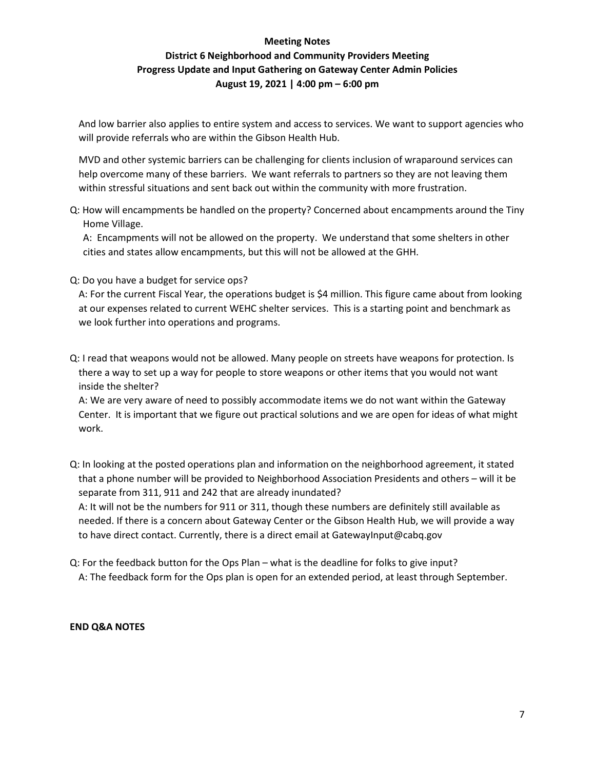And low barrier also applies to entire system and access to services. We want to support agencies who will provide referrals who are within the Gibson Health Hub.

MVD and other systemic barriers can be challenging for clients inclusion of wraparound services can help overcome many of these barriers. We want referrals to partners so they are not leaving them within stressful situations and sent back out within the community with more frustration.

Q: How will encampments be handled on the property? Concerned about encampments around the Tiny Home Village.
A: Encampments will not be allowed on the property. We understand that some shelters in other cities and states allow encampments, but this will not be allowed at the GHH.

Q: Do you have a budget for service ops?
A: For the current Fiscal Year, the operations budget is $4 million. This figure came about from looking at our expenses related to current WEHC shelter services. This is a starting point and benchmark as we look further into operations and programs.

Q: I read that weapons would not be allowed. Many people on streets have weapons for protection. Is there a way to set up a way for people to store weapons or other items that you would not want inside the shelter?
A: We are very aware of need to possibly accommodate items we do not want within the Gateway Center. It is important that we figure out practical solutions and we are open for ideas of what might work.

Q: In looking at the posted operations plan and information on the neighborhood agreement, it stated that a phone number will be provided to Neighborhood Association Presidents and others – will it be separate from 311, 911 and 242 that are already inundated?
A: It will not be the numbers for 911 or 311, though these numbers are definitely still available as needed. If there is a concern about Gateway Center or the Gibson Health Hub, we will provide a way to have direct contact. Currently, there is a direct email at GatewayInput@cabq.gov

Q: For the feedback button for the Ops Plan – what is the deadline for folks to give input?
A: The feedback form for the Ops plan is open for an extended period, at least through September.

**END Q&A NOTES**